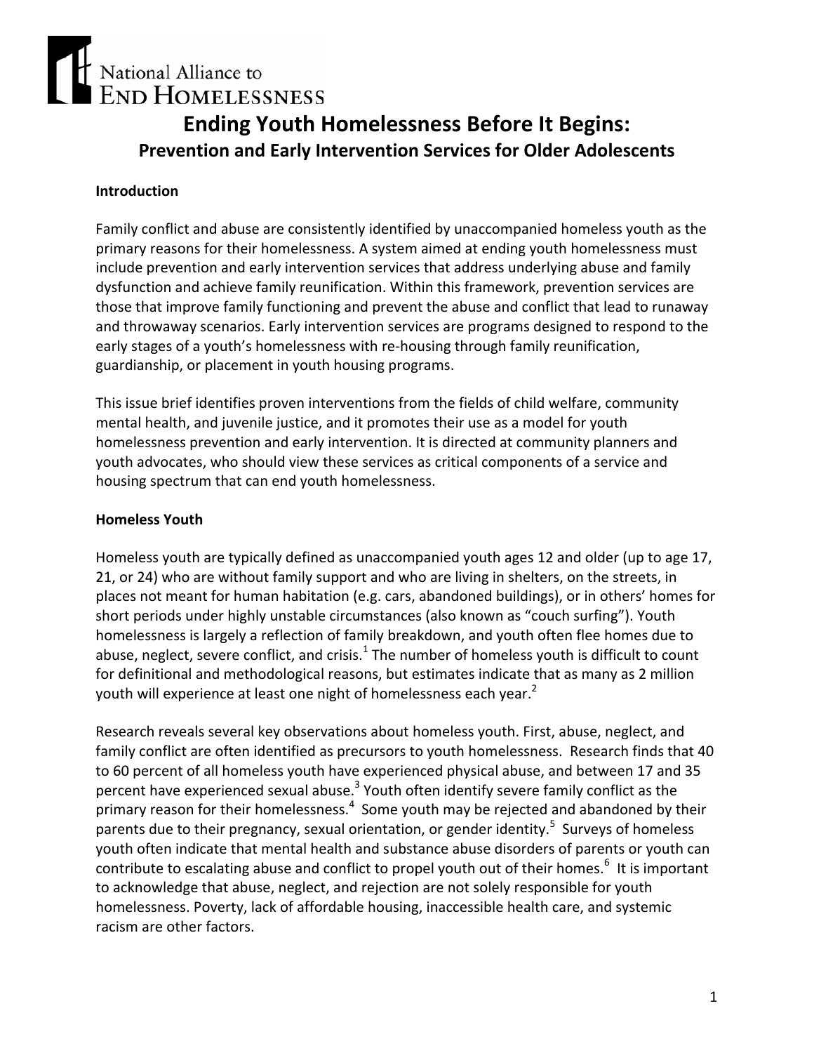National Alliance to End Homelessness

# Ending Youth Homelessness Before It Begins:

## Prevention and Early Intervention Services for Older Adolescents

### Introduction

Family conflict and abuse are consistently identified by unaccompanied homeless youth as the primary reasons for their homelessness. A system aimed at ending youth homelessness must include prevention and early intervention services that address underlying abuse and family dysfunction and achieve family reunification. Within this framework, prevention services are those that improve family functioning and prevent the abuse and conflict that lead to runaway and throwaway scenarios. Early intervention services are programs designed to respond to the early stages of a youth's homelessness with re-housing through family reunification, guardianship, or placement in youth housing programs.

This issue brief identifies proven interventions from the fields of child welfare, community mental health, and juvenile justice, and it promotes their use as a model for youth homelessness prevention and early intervention. It is directed at community planners and youth advocates, who should view these services as critical components of a service and housing spectrum that can end youth homelessness.

### Homeless Youth

Homeless youth are typically defined as unaccompanied youth ages 12 and older (up to age 17, 21, or 24) who are without family support and who are living in shelters, on the streets, in places not meant for human habitation (e.g. cars, abandoned buildings), or in others' homes for short periods under highly unstable circumstances (also known as "couch surfing"). Youth homelessness is largely a reflection of family breakdown, and youth often flee homes due to abuse, neglect, severe conflict, and crisis.[1] The number of homeless youth is difficult to count for definitional and methodological reasons, but estimates indicate that as many as 2 million youth will experience at least one night of homelessness each year.[2]

Research reveals several key observations about homeless youth. First, abuse, neglect, and family conflict are often identified as precursors to youth homelessness. Research finds that 40 to 60 percent of all homeless youth have experienced physical abuse, and between 17 and 35 percent have experienced sexual abuse.[3] Youth often identify severe family conflict as the primary reason for their homelessness.[4] Some youth may be rejected and abandoned by their parents due to their pregnancy, sexual orientation, or gender identity.[5] Surveys of homeless youth often indicate that mental health and substance abuse disorders of parents or youth can contribute to escalating abuse and conflict to propel youth out of their homes.[6] It is important to acknowledge that abuse, neglect, and rejection are not solely responsible for youth homelessness. Poverty, lack of affordable housing, inaccessible health care, and systemic racism are other factors.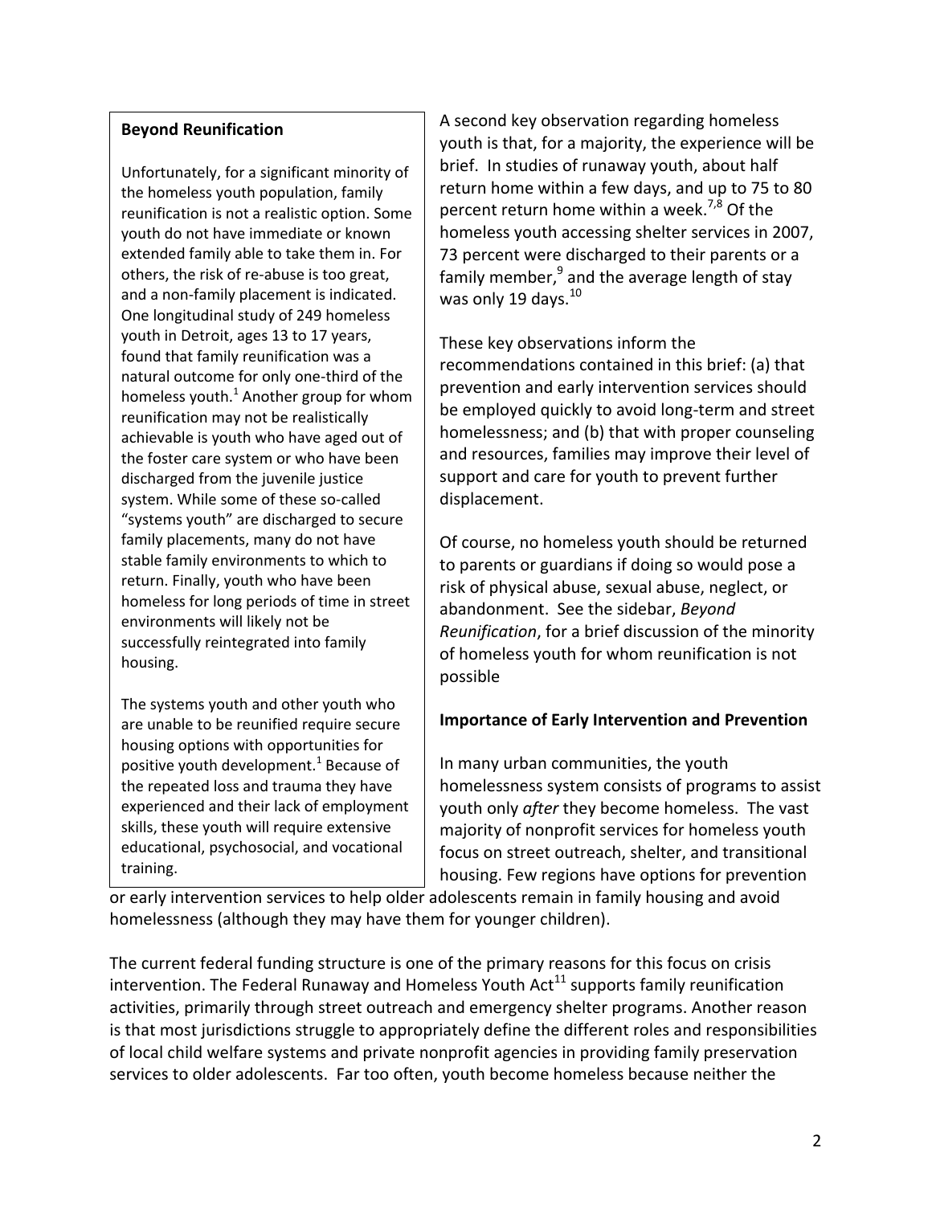> **Beyond Reunification**
>
> Unfortunately, for a significant minority of the homeless youth population, family reunification is not a realistic option. Some youth do not have immediate or known extended family able to take them in. For others, the risk of re-abuse is too great, and a non-family placement is indicated. One longitudinal study of 249 homeless youth in Detroit, ages 13 to 17 years, found that family reunification was a natural outcome for only one-third of the homeless youth.[1] Another group for whom reunification may not be realistically achievable is youth who have aged out of the foster care system or who have been discharged from the juvenile justice system. While some of these so-called "systems youth" are discharged to secure family placements, many do not have stable family environments to which to return. Finally, youth who have been homeless for long periods of time in street environments will likely not be successfully reintegrated into family housing.
>
> The systems youth and other youth who are unable to be reunified require secure housing options with opportunities for positive youth development.[1] Because of the repeated loss and trauma they have experienced and their lack of employment skills, these youth will require extensive educational, psychosocial, and vocational training.

A second key observation regarding homeless youth is that, for a majority, the experience will be brief. In studies of runaway youth, about half return home within a few days, and up to 75 to 80 percent return home within a week.[7,8] Of the homeless youth accessing shelter services in 2007, 73 percent were discharged to their parents or a family member,[9] and the average length of stay was only 19 days.[10]

These key observations inform the recommendations contained in this brief: (a) that prevention and early intervention services should be employed quickly to avoid long-term and street homelessness; and (b) that with proper counseling and resources, families may improve their level of support and care for youth to prevent further displacement.

Of course, no homeless youth should be returned to parents or guardians if doing so would pose a risk of physical abuse, sexual abuse, neglect, or abandonment. See the sidebar, *Beyond Reunification*, for a brief discussion of the minority of homeless youth for whom reunification is not possible

**Importance of Early Intervention and Prevention**

In many urban communities, the youth homelessness system consists of programs to assist youth only *after* they become homeless. The vast majority of nonprofit services for homeless youth focus on street outreach, shelter, and transitional housing. Few regions have options for prevention or early intervention services to help older adolescents remain in family housing and avoid homelessness (although they may have them for younger children).

The current federal funding structure is one of the primary reasons for this focus on crisis intervention. The Federal Runaway and Homeless Youth Act[11] supports family reunification activities, primarily through street outreach and emergency shelter programs. Another reason is that most jurisdictions struggle to appropriately define the different roles and responsibilities of local child welfare systems and private nonprofit agencies in providing family preservation services to older adolescents. Far too often, youth become homeless because neither the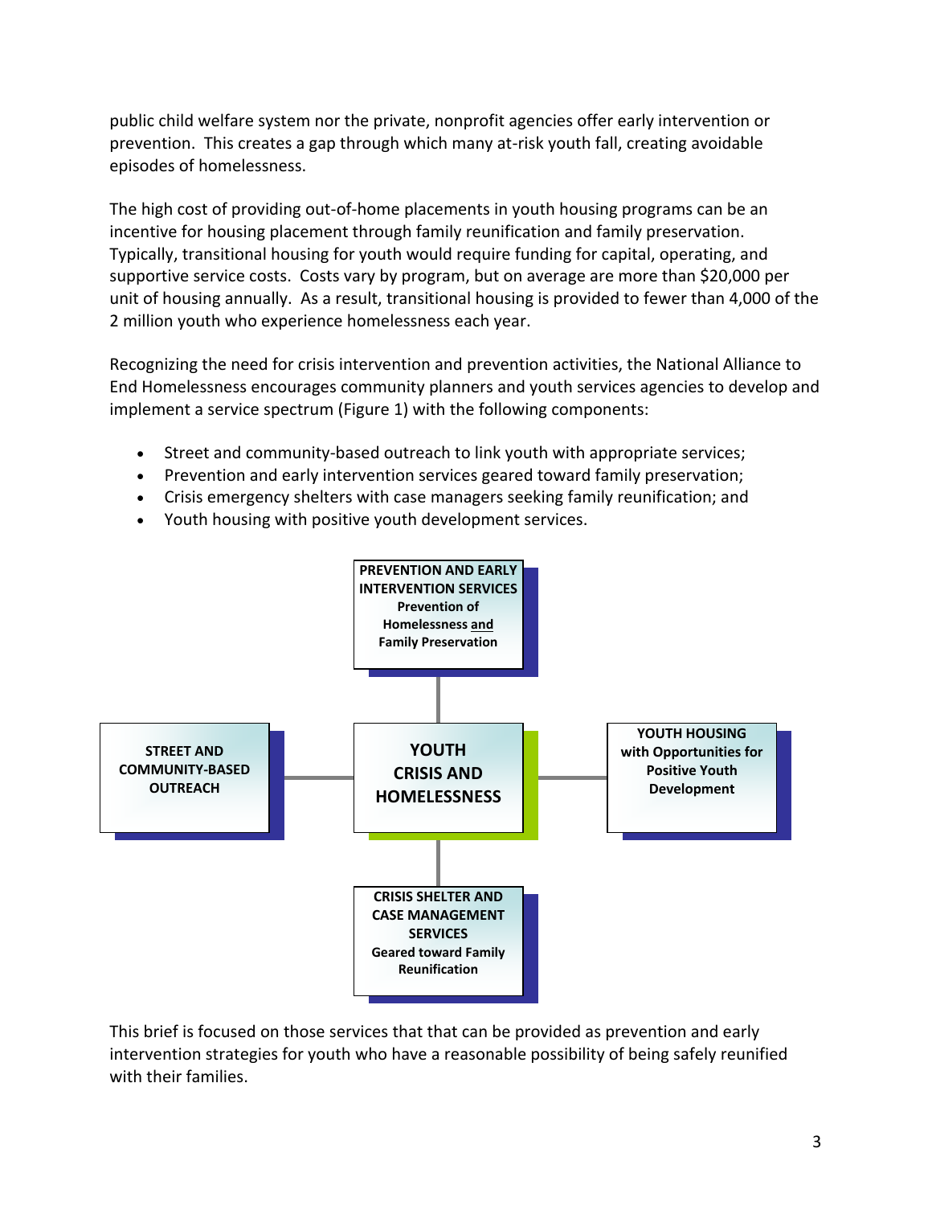public child welfare system nor the private, nonprofit agencies offer early intervention or prevention. This creates a gap through which many at-risk youth fall, creating avoidable episodes of homelessness.

The high cost of providing out-of-home placements in youth housing programs can be an incentive for housing placement through family reunification and family preservation. Typically, transitional housing for youth would require funding for capital, operating, and supportive service costs. Costs vary by program, but on average are more than $20,000 per unit of housing annually. As a result, transitional housing is provided to fewer than 4,000 of the 2 million youth who experience homelessness each year.

Recognizing the need for crisis intervention and prevention activities, the National Alliance to End Homelessness encourages community planners and youth services agencies to develop and implement a service spectrum (Figure 1) with the following components:

- Street and community-based outreach to link youth with appropriate services;
- Prevention and early intervention services geared toward family preservation;
- Crisis emergency shelters with case managers seeking family reunification; and
- Youth housing with positive youth development services.

**PREVENTION AND EARLY INTERVENTION SERVICES**
**Prevention of Homelessness and Family Preservation**

**STREET AND COMMUNITY-BASED OUTREACH**

**YOUTH CRISIS AND HOMELESSNESS**

**YOUTH HOUSING with Opportunities for Positive Youth Development**

**CRISIS SHELTER AND CASE MANAGEMENT SERVICES**
**Geared toward Family Reunification**

This brief is focused on those services that that can be provided as prevention and early intervention strategies for youth who have a reasonable possibility of being safely reunified with their families.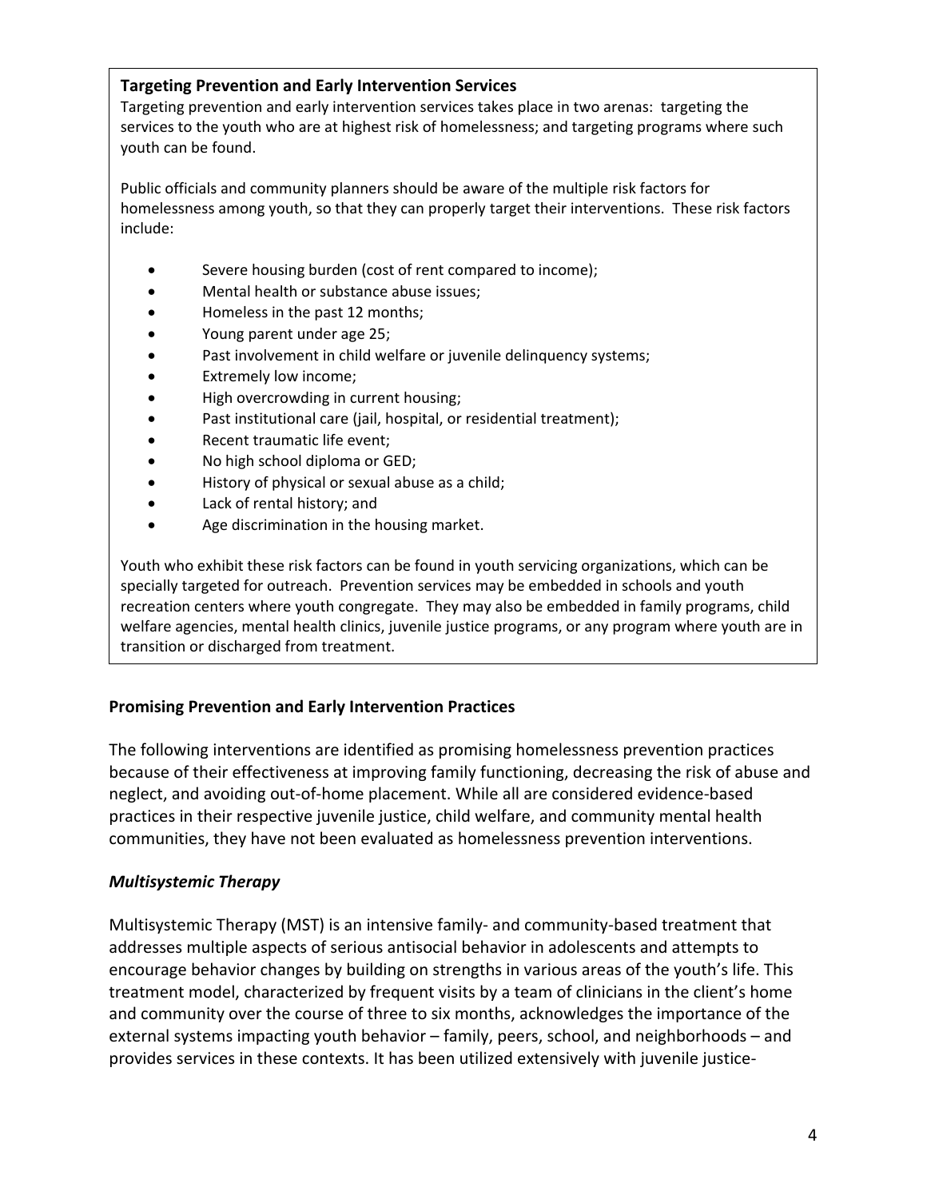**Targeting Prevention and Early Intervention Services**

Targeting prevention and early intervention services takes place in two arenas: targeting the services to the youth who are at highest risk of homelessness; and targeting programs where such youth can be found.

Public officials and community planners should be aware of the multiple risk factors for homelessness among youth, so that they can properly target their interventions. These risk factors include:

- Severe housing burden (cost of rent compared to income);
- Mental health or substance abuse issues;
- Homeless in the past 12 months;
- Young parent under age 25;
- Past involvement in child welfare or juvenile delinquency systems;
- Extremely low income;
- High overcrowding in current housing;
- Past institutional care (jail, hospital, or residential treatment);
- Recent traumatic life event;
- No high school diploma or GED;
- History of physical or sexual abuse as a child;
- Lack of rental history; and
- Age discrimination in the housing market.

Youth who exhibit these risk factors can be found in youth servicing organizations, which can be specially targeted for outreach. Prevention services may be embedded in schools and youth recreation centers where youth congregate. They may also be embedded in family programs, child welfare agencies, mental health clinics, juvenile justice programs, or any program where youth are in transition or discharged from treatment.

## Promising Prevention and Early Intervention Practices

The following interventions are identified as promising homelessness prevention practices because of their effectiveness at improving family functioning, decreasing the risk of abuse and neglect, and avoiding out-of-home placement. While all are considered evidence-based practices in their respective juvenile justice, child welfare, and community mental health communities, they have not been evaluated as homelessness prevention interventions.

### *Multisystemic Therapy*

Multisystemic Therapy (MST) is an intensive family- and community-based treatment that addresses multiple aspects of serious antisocial behavior in adolescents and attempts to encourage behavior changes by building on strengths in various areas of the youth's life. This treatment model, characterized by frequent visits by a team of clinicians in the client's home and community over the course of three to six months, acknowledges the importance of the external systems impacting youth behavior – family, peers, school, and neighborhoods – and provides services in these contexts. It has been utilized extensively with juvenile justice-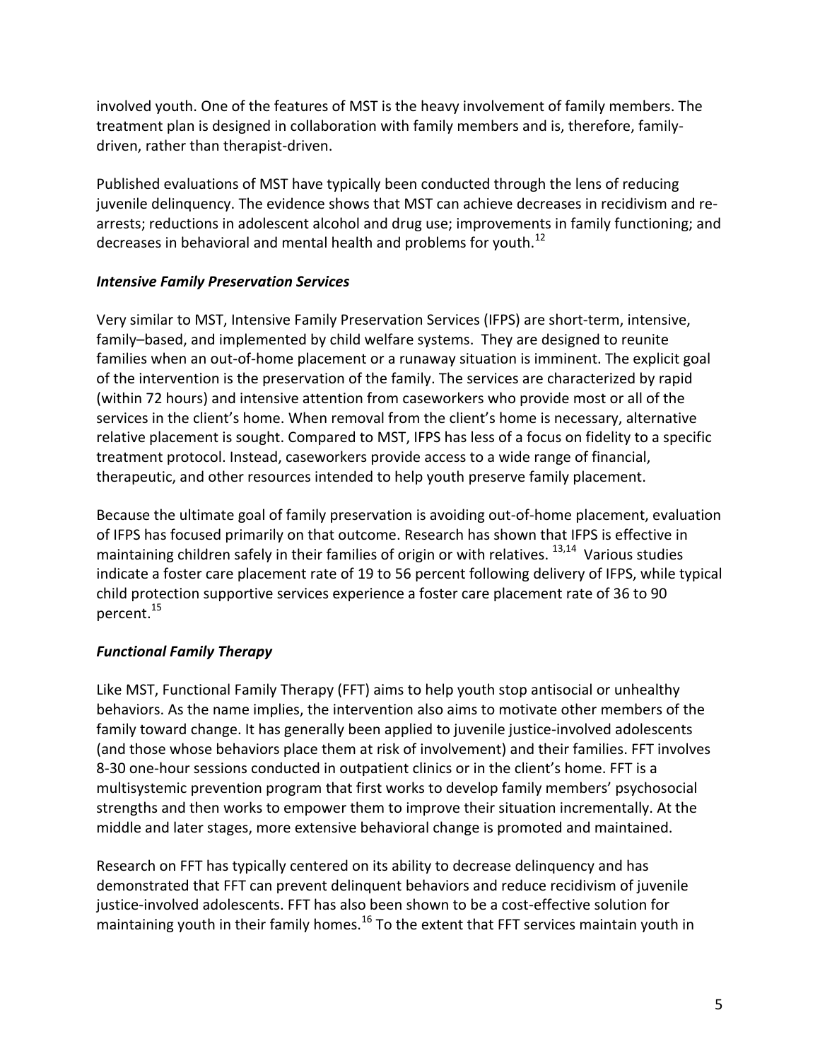involved youth. One of the features of MST is the heavy involvement of family members. The treatment plan is designed in collaboration with family members and is, therefore, family-driven, rather than therapist-driven.

Published evaluations of MST have typically been conducted through the lens of reducing juvenile delinquency. The evidence shows that MST can achieve decreases in recidivism and re-arrests; reductions in adolescent alcohol and drug use; improvements in family functioning; and decreases in behavioral and mental health and problems for youth.[12]

### *Intensive Family Preservation Services*

Very similar to MST, Intensive Family Preservation Services (IFPS) are short-term, intensive, family–based, and implemented by child welfare systems. They are designed to reunite families when an out-of-home placement or a runaway situation is imminent. The explicit goal of the intervention is the preservation of the family. The services are characterized by rapid (within 72 hours) and intensive attention from caseworkers who provide most or all of the services in the client's home. When removal from the client's home is necessary, alternative relative placement is sought. Compared to MST, IFPS has less of a focus on fidelity to a specific treatment protocol. Instead, caseworkers provide access to a wide range of financial, therapeutic, and other resources intended to help youth preserve family placement.

Because the ultimate goal of family preservation is avoiding out-of-home placement, evaluation of IFPS has focused primarily on that outcome. Research has shown that IFPS is effective in maintaining children safely in their families of origin or with relatives. [13,14] Various studies indicate a foster care placement rate of 19 to 56 percent following delivery of IFPS, while typical child protection supportive services experience a foster care placement rate of 36 to 90 percent.[15]

### *Functional Family Therapy*

Like MST, Functional Family Therapy (FFT) aims to help youth stop antisocial or unhealthy behaviors. As the name implies, the intervention also aims to motivate other members of the family toward change. It has generally been applied to juvenile justice-involved adolescents (and those whose behaviors place them at risk of involvement) and their families. FFT involves 8-30 one-hour sessions conducted in outpatient clinics or in the client's home. FFT is a multisystemic prevention program that first works to develop family members' psychosocial strengths and then works to empower them to improve their situation incrementally. At the middle and later stages, more extensive behavioral change is promoted and maintained.

Research on FFT has typically centered on its ability to decrease delinquency and has demonstrated that FFT can prevent delinquent behaviors and reduce recidivism of juvenile justice-involved adolescents. FFT has also been shown to be a cost-effective solution for maintaining youth in their family homes.[16] To the extent that FFT services maintain youth in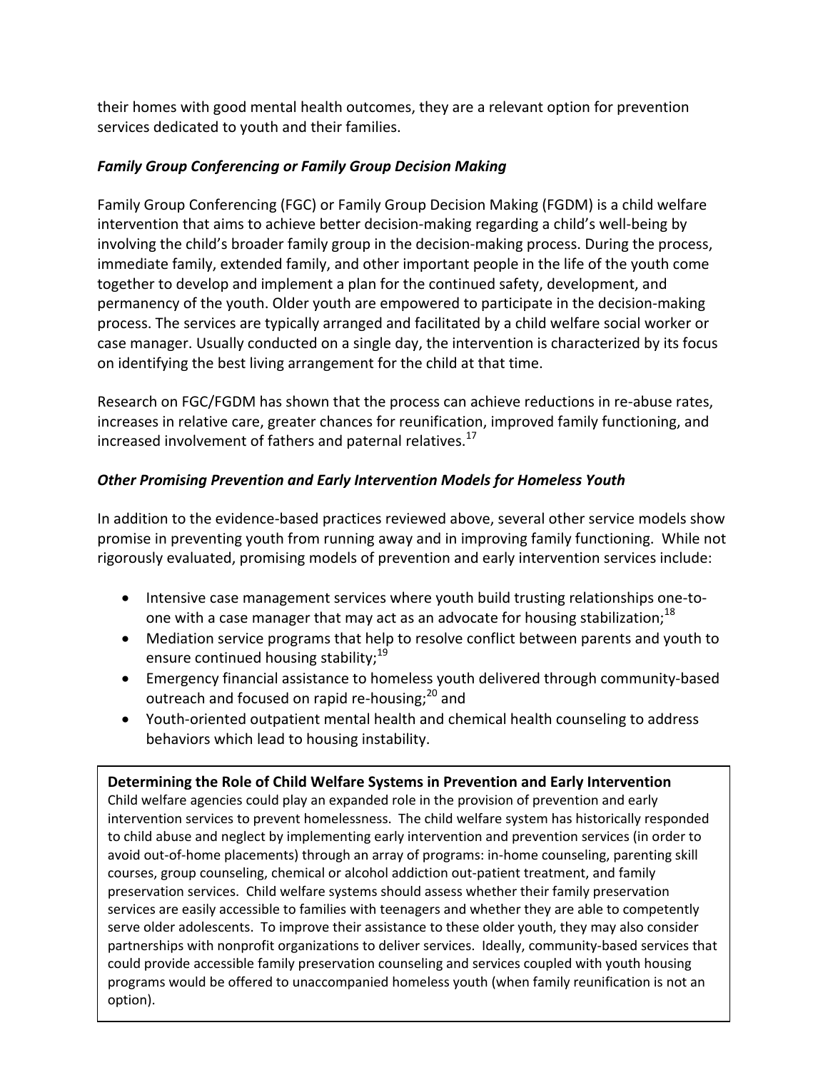their homes with good mental health outcomes, they are a relevant option for prevention services dedicated to youth and their families.

### *Family Group Conferencing or Family Group Decision Making*

Family Group Conferencing (FGC) or Family Group Decision Making (FGDM) is a child welfare intervention that aims to achieve better decision-making regarding a child's well-being by involving the child's broader family group in the decision-making process. During the process, immediate family, extended family, and other important people in the life of the youth come together to develop and implement a plan for the continued safety, development, and permanency of the youth. Older youth are empowered to participate in the decision-making process. The services are typically arranged and facilitated by a child welfare social worker or case manager. Usually conducted on a single day, the intervention is characterized by its focus on identifying the best living arrangement for the child at that time.

Research on FGC/FGDM has shown that the process can achieve reductions in re-abuse rates, increases in relative care, greater chances for reunification, improved family functioning, and increased involvement of fathers and paternal relatives.[17]

### *Other Promising Prevention and Early Intervention Models for Homeless Youth*

In addition to the evidence-based practices reviewed above, several other service models show promise in preventing youth from running away and in improving family functioning. While not rigorously evaluated, promising models of prevention and early intervention services include:

- Intensive case management services where youth build trusting relationships one-to-one with a case manager that may act as an advocate for housing stabilization;[18]
- Mediation service programs that help to resolve conflict between parents and youth to ensure continued housing stability;[19]
- Emergency financial assistance to homeless youth delivered through community-based outreach and focused on rapid re-housing;[20] and
- Youth-oriented outpatient mental health and chemical health counseling to address behaviors which lead to housing instability.

**Determining the Role of Child Welfare Systems in Prevention and Early Intervention**
Child welfare agencies could play an expanded role in the provision of prevention and early intervention services to prevent homelessness. The child welfare system has historically responded to child abuse and neglect by implementing early intervention and prevention services (in order to avoid out-of-home placements) through an array of programs: in-home counseling, parenting skill courses, group counseling, chemical or alcohol addiction out-patient treatment, and family preservation services. Child welfare systems should assess whether their family preservation services are easily accessible to families with teenagers and whether they are able to competently serve older adolescents. To improve their assistance to these older youth, they may also consider partnerships with nonprofit organizations to deliver services. Ideally, community-based services that could provide accessible family preservation counseling and services coupled with youth housing programs would be offered to unaccompanied homeless youth (when family reunification is not an option).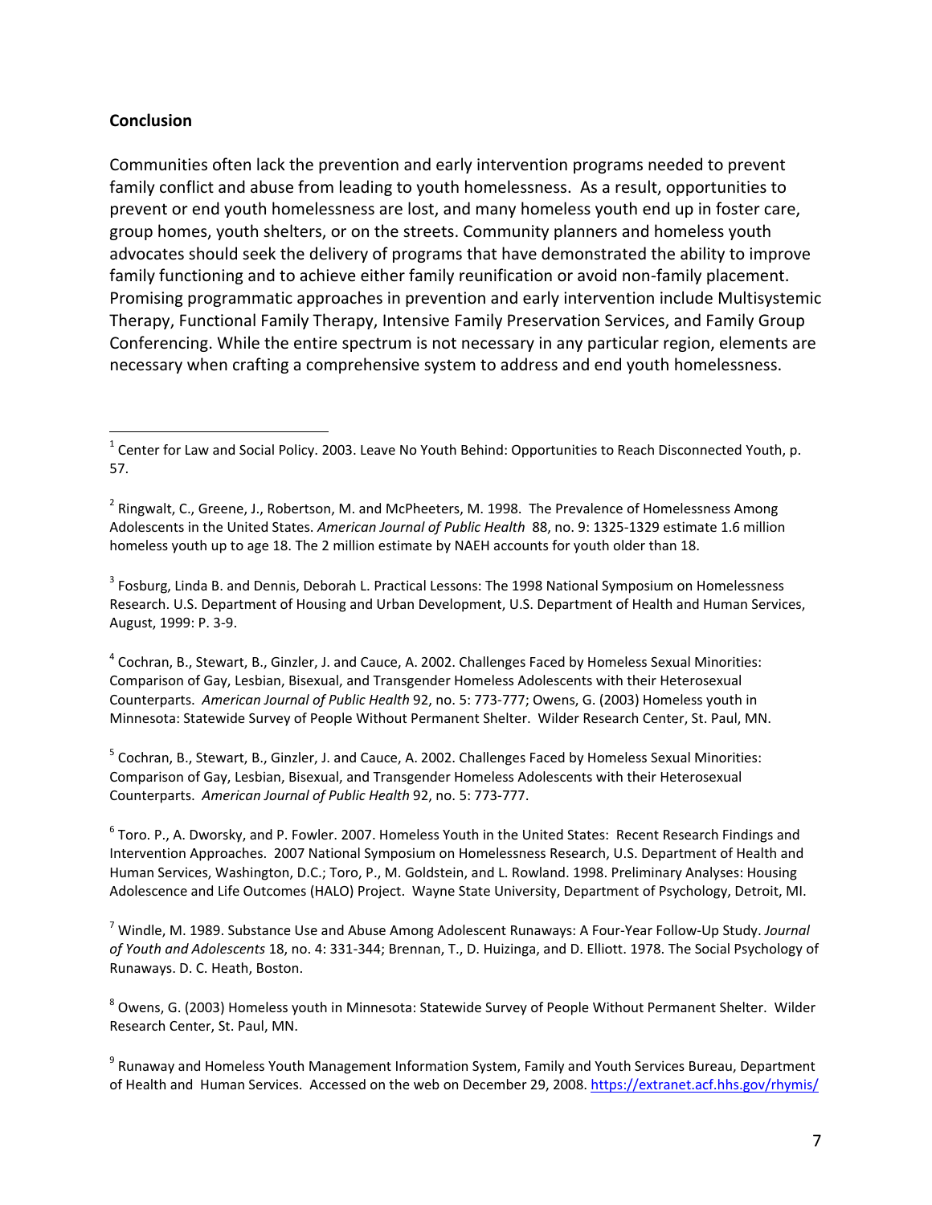**Conclusion**

Communities often lack the prevention and early intervention programs needed to prevent family conflict and abuse from leading to youth homelessness. As a result, opportunities to prevent or end youth homelessness are lost, and many homeless youth end up in foster care, group homes, youth shelters, or on the streets. Community planners and homeless youth advocates should seek the delivery of programs that have demonstrated the ability to improve family functioning and to achieve either family reunification or avoid non-family placement. Promising programmatic approaches in prevention and early intervention include Multisystemic Therapy, Functional Family Therapy, Intensive Family Preservation Services, and Family Group Conferencing. While the entire spectrum is not necessary in any particular region, elements are necessary when crafting a comprehensive system to address and end youth homelessness.

---

[1] Center for Law and Social Policy. 2003. Leave No Youth Behind: Opportunities to Reach Disconnected Youth, p. 57.

[2] Ringwalt, C., Greene, J., Robertson, M. and McPheeters, M. 1998. The Prevalence of Homelessness Among Adolescents in the United States. *American Journal of Public Health* 88, no. 9: 1325-1329 estimate 1.6 million homeless youth up to age 18. The 2 million estimate by NAEH accounts for youth older than 18.

[3] Fosburg, Linda B. and Dennis, Deborah L. Practical Lessons: The 1998 National Symposium on Homelessness Research. U.S. Department of Housing and Urban Development, U.S. Department of Health and Human Services, August, 1999: P. 3-9.

[4] Cochran, B., Stewart, B., Ginzler, J. and Cauce, A. 2002. Challenges Faced by Homeless Sexual Minorities: Comparison of Gay, Lesbian, Bisexual, and Transgender Homeless Adolescents with their Heterosexual Counterparts. *American Journal of Public Health* 92, no. 5: 773-777; Owens, G. (2003) Homeless youth in Minnesota: Statewide Survey of People Without Permanent Shelter. Wilder Research Center, St. Paul, MN.

[5] Cochran, B., Stewart, B., Ginzler, J. and Cauce, A. 2002. Challenges Faced by Homeless Sexual Minorities: Comparison of Gay, Lesbian, Bisexual, and Transgender Homeless Adolescents with their Heterosexual Counterparts. *American Journal of Public Health* 92, no. 5: 773-777.

[6] Toro. P., A. Dworsky, and P. Fowler. 2007. Homeless Youth in the United States: Recent Research Findings and Intervention Approaches. 2007 National Symposium on Homelessness Research, U.S. Department of Health and Human Services, Washington, D.C.; Toro, P., M. Goldstein, and L. Rowland. 1998. Preliminary Analyses: Housing Adolescence and Life Outcomes (HALO) Project. Wayne State University, Department of Psychology, Detroit, MI.

[7] Windle, M. 1989. Substance Use and Abuse Among Adolescent Runaways: A Four-Year Follow-Up Study. *Journal of Youth and Adolescents* 18, no. 4: 331-344; Brennan, T., D. Huizinga, and D. Elliott. 1978. The Social Psychology of Runaways. D. C. Heath, Boston.

[8] Owens, G. (2003) Homeless youth in Minnesota: Statewide Survey of People Without Permanent Shelter. Wilder Research Center, St. Paul, MN.

[9] Runaway and Homeless Youth Management Information System, Family and Youth Services Bureau, Department of Health and Human Services. Accessed on the web on December 29, 2008. https://extranet.acf.hhs.gov/rhymis/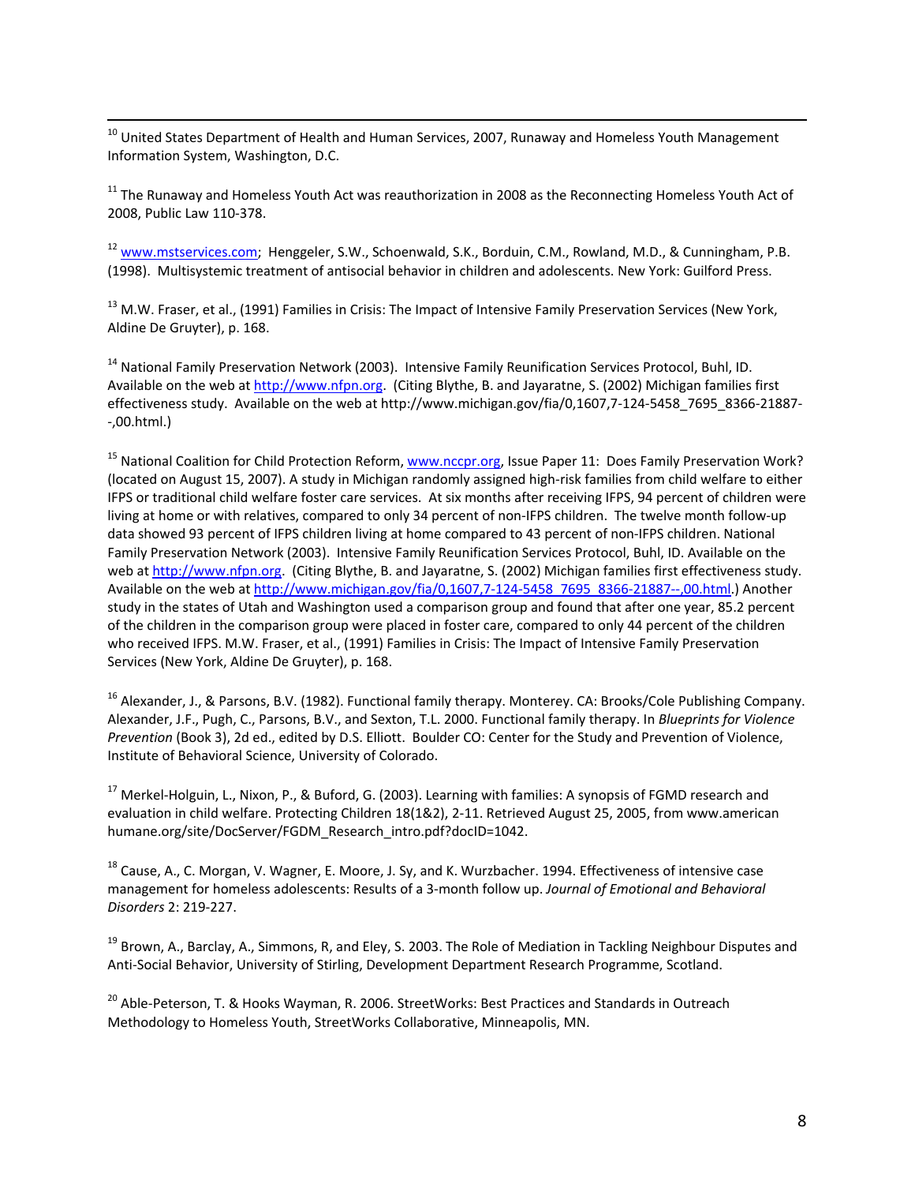[10] United States Department of Health and Human Services, 2007, Runaway and Homeless Youth Management Information System, Washington, D.C.

[11] The Runaway and Homeless Youth Act was reauthorization in 2008 as the Reconnecting Homeless Youth Act of 2008, Public Law 110-378.

[12] www.mstservices.com; Henggeler, S.W., Schoenwald, S.K., Borduin, C.M., Rowland, M.D., & Cunningham, P.B. (1998). Multisystemic treatment of antisocial behavior in children and adolescents. New York: Guilford Press.

[13] M.W. Fraser, et al., (1991) Families in Crisis: The Impact of Intensive Family Preservation Services (New York, Aldine De Gruyter), p. 168.

[14] National Family Preservation Network (2003). Intensive Family Reunification Services Protocol, Buhl, ID. Available on the web at http://www.nfpn.org. (Citing Blythe, B. and Jayaratne, S. (2002) Michigan families first effectiveness study. Available on the web at http://www.michigan.gov/fia/0,1607,7-124-5458_7695_8366-21887--,00.html.)

[15] National Coalition for Child Protection Reform, www.nccpr.org, Issue Paper 11: Does Family Preservation Work? (located on August 15, 2007). A study in Michigan randomly assigned high-risk families from child welfare to either IFPS or traditional child welfare foster care services. At six months after receiving IFPS, 94 percent of children were living at home or with relatives, compared to only 34 percent of non-IFPS children. The twelve month follow-up data showed 93 percent of IFPS children living at home compared to 43 percent of non-IFPS children. National Family Preservation Network (2003). Intensive Family Reunification Services Protocol, Buhl, ID. Available on the web at http://www.nfpn.org. (Citing Blythe, B. and Jayaratne, S. (2002) Michigan families first effectiveness study. Available on the web at http://www.michigan.gov/fia/0,1607,7-124-5458_7695_8366-21887--,00.html.) Another study in the states of Utah and Washington used a comparison group and found that after one year, 85.2 percent of the children in the comparison group were placed in foster care, compared to only 44 percent of the children who received IFPS. M.W. Fraser, et al., (1991) Families in Crisis: The Impact of Intensive Family Preservation Services (New York, Aldine De Gruyter), p. 168.

[16] Alexander, J., & Parsons, B.V. (1982). Functional family therapy. Monterey. CA: Brooks/Cole Publishing Company. Alexander, J.F., Pugh, C., Parsons, B.V., and Sexton, T.L. 2000. Functional family therapy. In *Blueprints for Violence Prevention* (Book 3), 2d ed., edited by D.S. Elliott. Boulder CO: Center for the Study and Prevention of Violence, Institute of Behavioral Science, University of Colorado.

[17] Merkel-Holguin, L., Nixon, P., & Buford, G. (2003). Learning with families: A synopsis of FGMD research and evaluation in child welfare. Protecting Children 18(1&2), 2-11. Retrieved August 25, 2005, from www.american humane.org/site/DocServer/FGDM_Research_intro.pdf?docID=1042.

[18] Cause, A., C. Morgan, V. Wagner, E. Moore, J. Sy, and K. Wurzbacher. 1994. Effectiveness of intensive case management for homeless adolescents: Results of a 3-month follow up. *Journal of Emotional and Behavioral Disorders* 2: 219-227.

[19] Brown, A., Barclay, A., Simmons, R, and Eley, S. 2003. The Role of Mediation in Tackling Neighbour Disputes and Anti-Social Behavior, University of Stirling, Development Department Research Programme, Scotland.

[20] Able-Peterson, T. & Hooks Wayman, R. 2006. StreetWorks: Best Practices and Standards in Outreach Methodology to Homeless Youth, StreetWorks Collaborative, Minneapolis, MN.